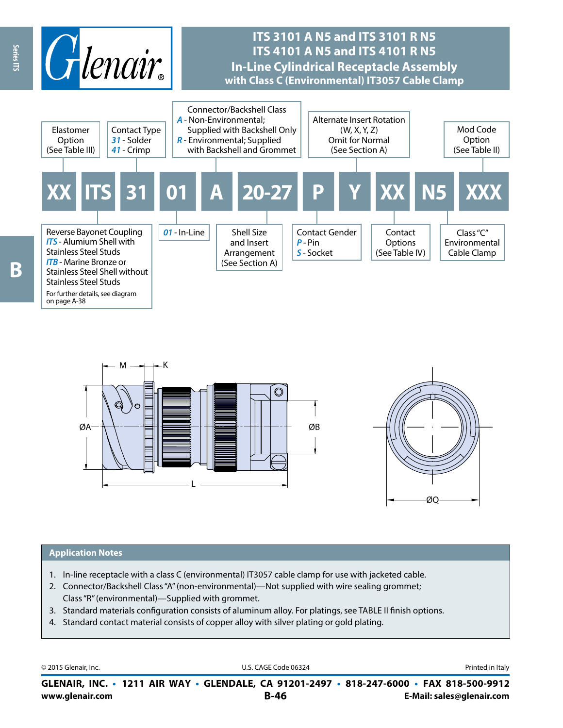# ITS 3101 A N5 and ITS 3101 R N5
# ITS 4101 A N5 and ITS 4101 R N5
## In-Line Cylindrical Receptacle Assembly with Class C (Environmental) IT3057 Cable Clamp

| XX | ITS | 31 | 01 | A | 20-27 | P | Y | XX | N5 | XXX |
|---|---|---|---|---|---|---|---|---|---|---|

- **XX** – Elastomer Option (See Table III)
- **ITS** – Reverse Bayonet Coupling
  - *ITS* - Alumium Shell with Stainless Steel Studs
  - *ITB* - Marine Bronze or Stainless Steel Shell without Stainless Steel Studs
  - For further details, see diagram on page A-38
- **31** – Contact Type
  - *31* - Solder
  - *41* - Crimp
- **01** – *01* - In-Line
- **A** – Connector/Backshell Class
  - *A* - Non-Environmental; Supplied with Backshell Only
  - *R* - Environmental; Supplied with Backshell and Grommet
- **20-27** – Shell Size and Insert Arrangement (See Section A)
- **P** – Contact Gender
  - *P* - Pin
  - *S* - Socket
- **Y** – Alternate Insert Rotation (W, X, Y, Z) Omit for Normal (See Section A)
- **XX** – Contact Options (See Table IV)
- **N5** – Class "C" Environmental Cable Clamp
- **XXX** – Mod Code Option (See Table II)

M, K, ØA, ØB, L, ØQ

## Application Notes

1. In-line receptacle with a class C (environmental) IT3057 cable clamp for use with jacketed cable.
2. Connector/Backshell Class "A" (non-environmental)—Not supplied with wire sealing grommet; Class "R" (environmental)—Supplied with grommet.
3. Standard materials configuration consists of aluminum alloy. For platings, see TABLE II finish options.
4. Standard contact material consists of copper alloy with silver plating or gold plating.

© 2015 Glenair, Inc. U.S. CAGE Code 06324 Printed in Italy

**GLENAIR, INC. • 1211 AIR WAY • GLENDALE, CA 91201-2497 • 818-247-6000 • FAX 818-500-9912**
www.glenair.com E-Mail: sales@glenair.com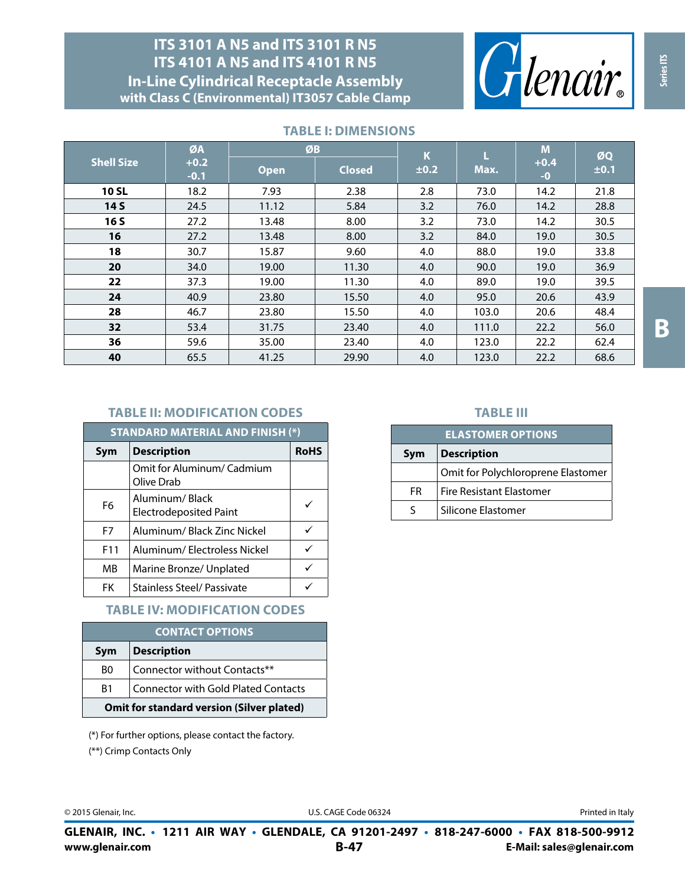# ITS 3101 A N5 and ITS 3101 R N5
# ITS 4101 A N5 and ITS 4101 R N5
# In-Line Cylindrical Receptacle Assembly
## with Class C (Environmental) IT3057 Cable Clamp

### TABLE I: DIMENSIONS

| Shell Size | ØA +0.2 -0.1 | ØB | | K ±0.2 | L Max. | M +0.4 -0 | ØQ ±0.1 |
|---|---|---|---|---|---|---|---|
| | | Open | Closed | | | | |
| **10 SL** | 18.2 | 7.93 | 2.38 | 2.8 | 73.0 | 14.2 | 21.8 |
| **14 S** | 24.5 | 11.12 | 5.84 | 3.2 | 76.0 | 14.2 | 28.8 |
| **16 S** | 27.2 | 13.48 | 8.00 | 3.2 | 73.0 | 14.2 | 30.5 |
| **16** | 27.2 | 13.48 | 8.00 | 3.2 | 84.0 | 19.0 | 30.5 |
| **18** | 30.7 | 15.87 | 9.60 | 4.0 | 88.0 | 19.0 | 33.8 |
| **20** | 34.0 | 19.00 | 11.30 | 4.0 | 90.0 | 19.0 | 36.9 |
| **22** | 37.3 | 19.00 | 11.30 | 4.0 | 89.0 | 19.0 | 39.5 |
| **24** | 40.9 | 23.80 | 15.50 | 4.0 | 95.0 | 20.6 | 43.9 |
| **28** | 46.7 | 23.80 | 15.50 | 4.0 | 103.0 | 20.6 | 48.4 |
| **32** | 53.4 | 31.75 | 23.40 | 4.0 | 111.0 | 22.2 | 56.0 |
| **36** | 59.6 | 35.00 | 23.40 | 4.0 | 123.0 | 22.2 | 62.4 |
| **40** | 65.5 | 41.25 | 29.90 | 4.0 | 123.0 | 22.2 | 68.6 |

### TABLE II: MODIFICATION CODES

| STANDARD MATERIAL AND FINISH (*) | | |
|---|---|---|
| **Sym** | **Description** | **RoHS** |
| | Omit for Aluminum/ Cadmium Olive Drab | |
| F6 | Aluminum/ Black Electrodeposited Paint | ✓ |
| F7 | Aluminum/ Black Zinc Nickel | ✓ |
| F11 | Aluminum/ Electroless Nickel | ✓ |
| MB | Marine Bronze/ Unplated | ✓ |
| FK | Stainless Steel/ Passivate | ✓ |

### TABLE III

| ELASTOMER OPTIONS | |
|---|---|
| **Sym** | **Description** |
| | Omit for Polychloroprene Elastomer |
| FR | Fire Resistant Elastomer |
| S | Silicone Elastomer |

### TABLE IV: MODIFICATION CODES

| CONTACT OPTIONS | |
|---|---|
| **Sym** | **Description** |
| B0 | Connector without Contacts** |
| B1 | Connector with Gold Plated Contacts |
| **Omit for standard version (Silver plated)** | |

(*) For further options, please contact the factory.

(**) Crimp Contacts Only